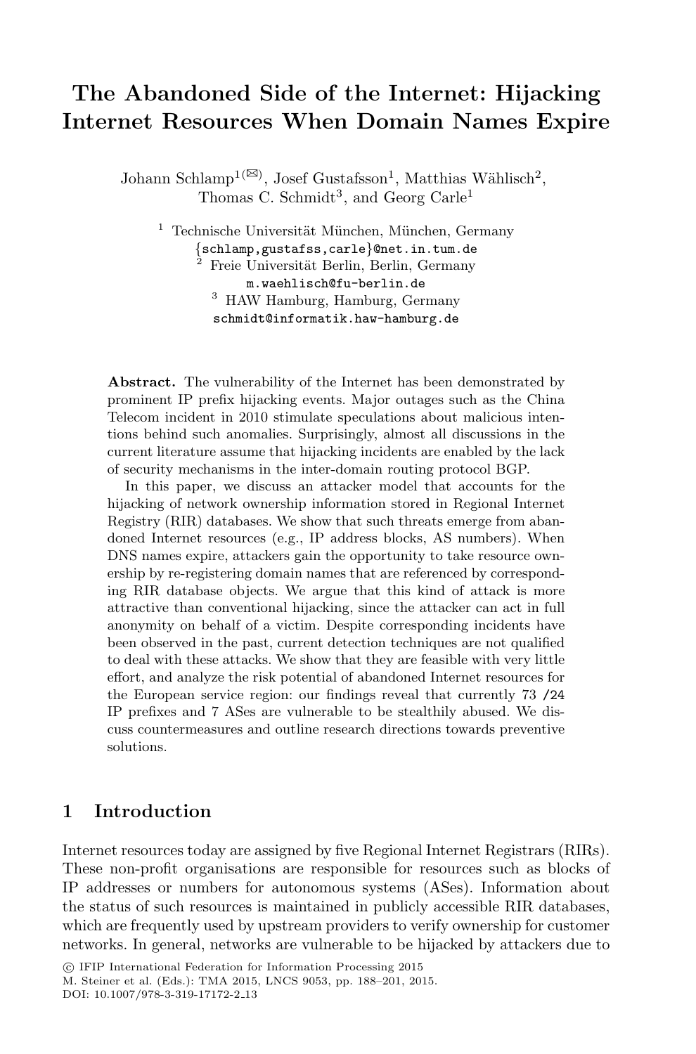# The Abandoned Side of the Internet: Hijacking Internet Resources When Domain Names Expire

Johann Schlamp[1(✉)], Josef Gustafsson[1], Matthias Wählisch[2], Thomas C. Schmidt[3], and Georg Carle[1]

[1] Technische Universität München, München, Germany
{schlamp,gustafss,carle}@net.in.tum.de

[2] Freie Universität Berlin, Berlin, Germany
m.waehlisch@fu-berlin.de

[3] HAW Hamburg, Hamburg, Germany
schmidt@informatik.haw-hamburg.de

**Abstract.** The vulnerability of the Internet has been demonstrated by prominent IP prefix hijacking events. Major outages such as the China Telecom incident in 2010 stimulate speculations about malicious intentions behind such anomalies. Surprisingly, almost all discussions in the current literature assume that hijacking incidents are enabled by the lack of security mechanisms in the inter-domain routing protocol BGP.

In this paper, we discuss an attacker model that accounts for the hijacking of network ownership information stored in Regional Internet Registry (RIR) databases. We show that such threats emerge from abandoned Internet resources (e.g., IP address blocks, AS numbers). When DNS names expire, attackers gain the opportunity to take resource ownership by re-registering domain names that are referenced by corresponding RIR database objects. We argue that this kind of attack is more attractive than conventional hijacking, since the attacker can act in full anonymity on behalf of a victim. Despite corresponding incidents have been observed in the past, current detection techniques are not qualified to deal with these attacks. We show that they are feasible with very little effort, and analyze the risk potential of abandoned Internet resources for the European service region: our findings reveal that currently 73 /24 IP prefixes and 7 ASes are vulnerable to be stealthily abused. We discuss countermeasures and outline research directions towards preventive solutions.

## 1 Introduction

Internet resources today are assigned by five Regional Internet Registrars (RIRs). These non-profit organisations are responsible for resources such as blocks of IP addresses or numbers for autonomous systems (ASes). Information about the status of such resources is maintained in publicly accessible RIR databases, which are frequently used by upstream providers to verify ownership for customer networks. In general, networks are vulnerable to be hijacked by attackers due to

© IFIP International Federation for Information Processing 2015
M. Steiner et al. (Eds.): TMA 2015, LNCS 9053, pp. 188–201, 2015.
DOI: 10.1007/978-3-319-17172-2_13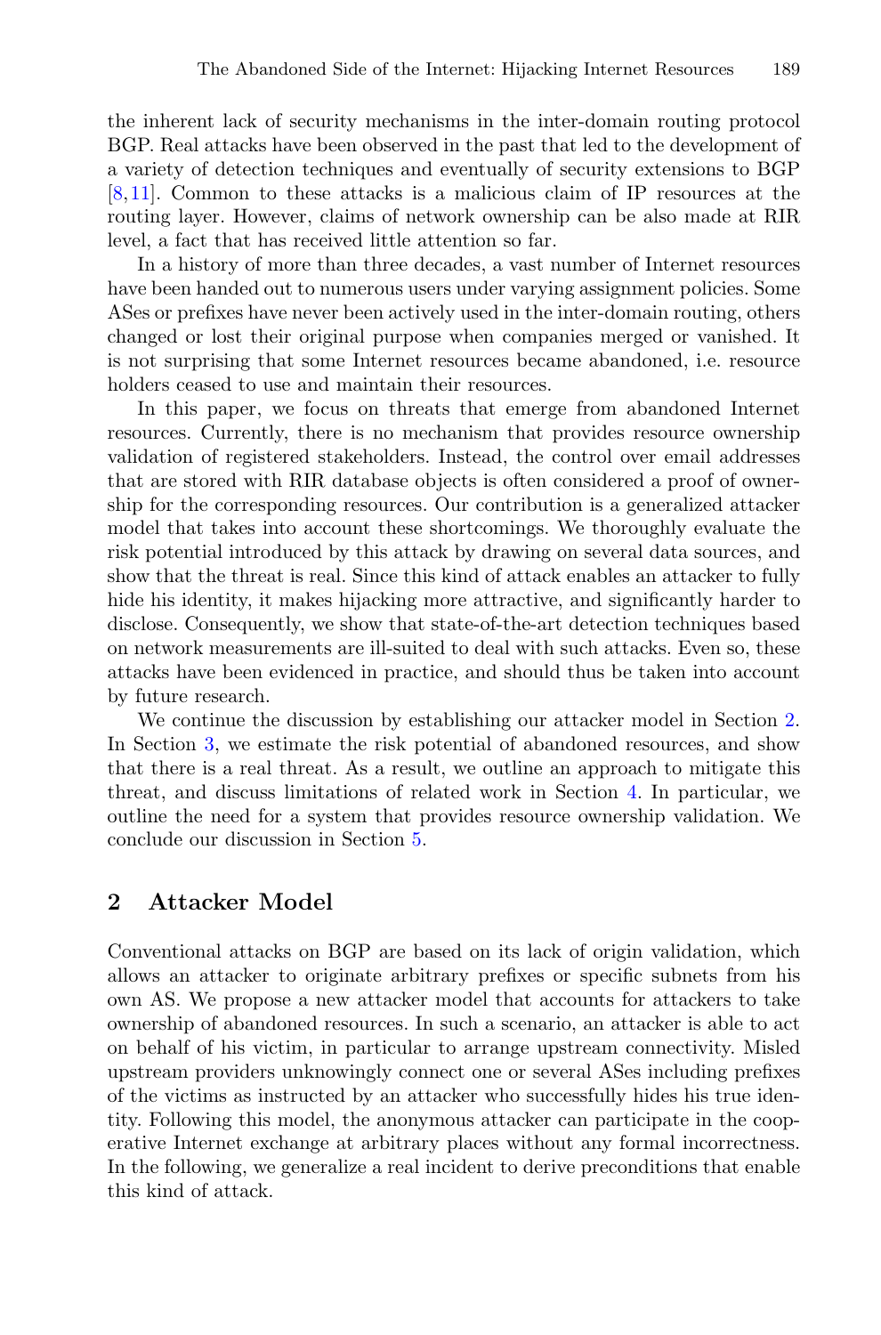the inherent lack of security mechanisms in the inter-domain routing protocol BGP. Real attacks have been observed in the past that led to the development of a variety of detection techniques and eventually of security extensions to BGP [8,11]. Common to these attacks is a malicious claim of IP resources at the routing layer. However, claims of network ownership can be also made at RIR level, a fact that has received little attention so far.

In a history of more than three decades, a vast number of Internet resources have been handed out to numerous users under varying assignment policies. Some ASes or prefixes have never been actively used in the inter-domain routing, others changed or lost their original purpose when companies merged or vanished. It is not surprising that some Internet resources became abandoned, i.e. resource holders ceased to use and maintain their resources.

In this paper, we focus on threats that emerge from abandoned Internet resources. Currently, there is no mechanism that provides resource ownership validation of registered stakeholders. Instead, the control over email addresses that are stored with RIR database objects is often considered a proof of ownership for the corresponding resources. Our contribution is a generalized attacker model that takes into account these shortcomings. We thoroughly evaluate the risk potential introduced by this attack by drawing on several data sources, and show that the threat is real. Since this kind of attack enables an attacker to fully hide his identity, it makes hijacking more attractive, and significantly harder to disclose. Consequently, we show that state-of-the-art detection techniques based on network measurements are ill-suited to deal with such attacks. Even so, these attacks have been evidenced in practice, and should thus be taken into account by future research.

We continue the discussion by establishing our attacker model in Section 2. In Section 3, we estimate the risk potential of abandoned resources, and show that there is a real threat. As a result, we outline an approach to mitigate this threat, and discuss limitations of related work in Section 4. In particular, we outline the need for a system that provides resource ownership validation. We conclude our discussion in Section 5.

## 2 Attacker Model

Conventional attacks on BGP are based on its lack of origin validation, which allows an attacker to originate arbitrary prefixes or specific subnets from his own AS. We propose a new attacker model that accounts for attackers to take ownership of abandoned resources. In such a scenario, an attacker is able to act on behalf of his victim, in particular to arrange upstream connectivity. Misled upstream providers unknowingly connect one or several ASes including prefixes of the victims as instructed by an attacker who successfully hides his true identity. Following this model, the anonymous attacker can participate in the cooperative Internet exchange at arbitrary places without any formal incorrectness. In the following, we generalize a real incident to derive preconditions that enable this kind of attack.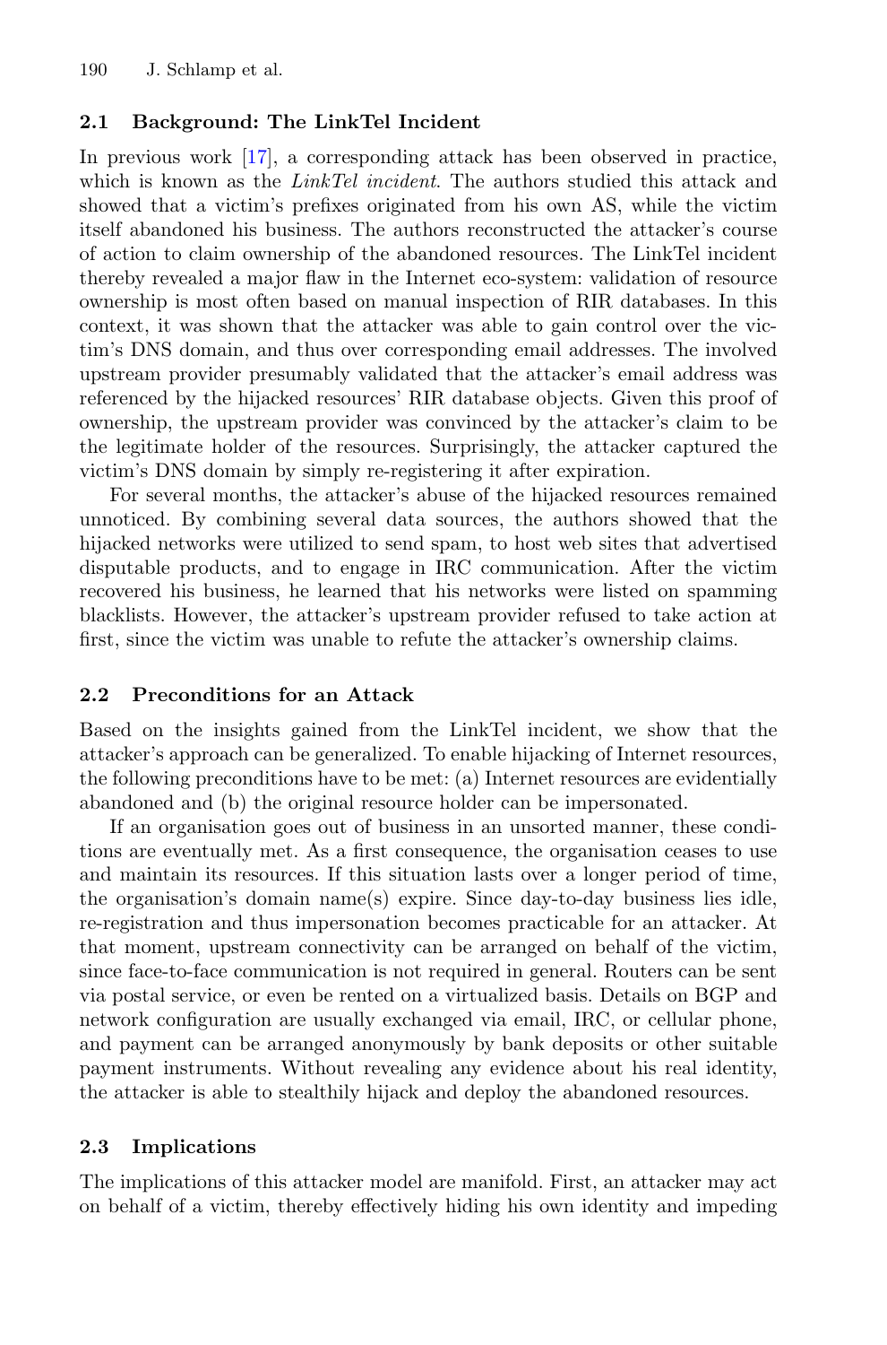### 2.1 Background: The LinkTel Incident

In previous work [17], a corresponding attack has been observed in practice, which is known as the *LinkTel incident*. The authors studied this attack and showed that a victim's prefixes originated from his own AS, while the victim itself abandoned his business. The authors reconstructed the attacker's course of action to claim ownership of the abandoned resources. The LinkTel incident thereby revealed a major flaw in the Internet eco-system: validation of resource ownership is most often based on manual inspection of RIR databases. In this context, it was shown that the attacker was able to gain control over the victim's DNS domain, and thus over corresponding email addresses. The involved upstream provider presumably validated that the attacker's email address was referenced by the hijacked resources' RIR database objects. Given this proof of ownership, the upstream provider was convinced by the attacker's claim to be the legitimate holder of the resources. Surprisingly, the attacker captured the victim's DNS domain by simply re-registering it after expiration.

For several months, the attacker's abuse of the hijacked resources remained unnoticed. By combining several data sources, the authors showed that the hijacked networks were utilized to send spam, to host web sites that advertised disputable products, and to engage in IRC communication. After the victim recovered his business, he learned that his networks were listed on spamming blacklists. However, the attacker's upstream provider refused to take action at first, since the victim was unable to refute the attacker's ownership claims.

### 2.2 Preconditions for an Attack

Based on the insights gained from the LinkTel incident, we show that the attacker's approach can be generalized. To enable hijacking of Internet resources, the following preconditions have to be met: (a) Internet resources are evidentially abandoned and (b) the original resource holder can be impersonated.

If an organisation goes out of business in an unsorted manner, these conditions are eventually met. As a first consequence, the organisation ceases to use and maintain its resources. If this situation lasts over a longer period of time, the organisation's domain name(s) expire. Since day-to-day business lies idle, re-registration and thus impersonation becomes practicable for an attacker. At that moment, upstream connectivity can be arranged on behalf of the victim, since face-to-face communication is not required in general. Routers can be sent via postal service, or even be rented on a virtualized basis. Details on BGP and network configuration are usually exchanged via email, IRC, or cellular phone, and payment can be arranged anonymously by bank deposits or other suitable payment instruments. Without revealing any evidence about his real identity, the attacker is able to stealthily hijack and deploy the abandoned resources.

### 2.3 Implications

The implications of this attacker model are manifold. First, an attacker may act on behalf of a victim, thereby effectively hiding his own identity and impeding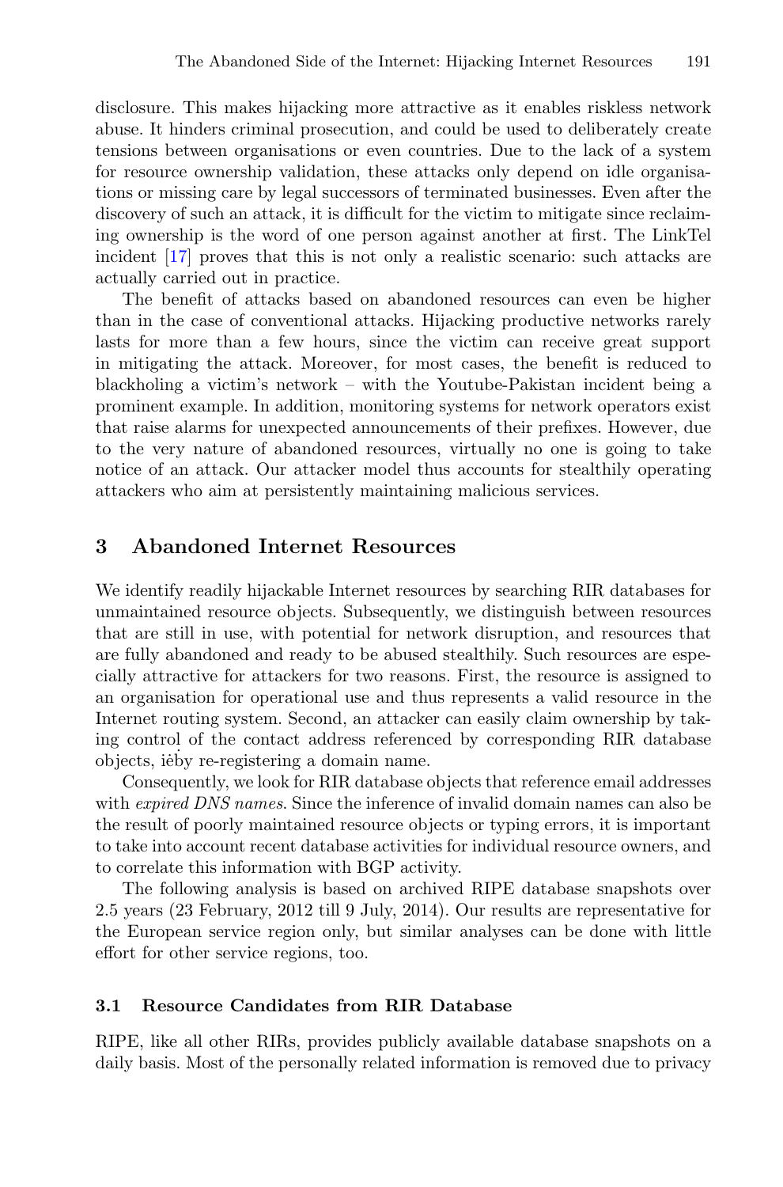disclosure. This makes hijacking more attractive as it enables riskless network abuse. It hinders criminal prosecution, and could be used to deliberately create tensions between organisations or even countries. Due to the lack of a system for resource ownership validation, these attacks only depend on idle organisations or missing care by legal successors of terminated businesses. Even after the discovery of such an attack, it is difficult for the victim to mitigate since reclaiming ownership is the word of one person against another at first. The LinkTel incident [17] proves that this is not only a realistic scenario: such attacks are actually carried out in practice.

The benefit of attacks based on abandoned resources can even be higher than in the case of conventional attacks. Hijacking productive networks rarely lasts for more than a few hours, since the victim can receive great support in mitigating the attack. Moreover, for most cases, the benefit is reduced to blackholing a victim's network – with the Youtube-Pakistan incident being a prominent example. In addition, monitoring systems for network operators exist that raise alarms for unexpected announcements of their prefixes. However, due to the very nature of abandoned resources, virtually no one is going to take notice of an attack. Our attacker model thus accounts for stealthily operating attackers who aim at persistently maintaining malicious services.

## 3 Abandoned Internet Resources

We identify readily hijackable Internet resources by searching RIR databases for unmaintained resource objects. Subsequently, we distinguish between resources that are still in use, with potential for network disruption, and resources that are fully abandoned and ready to be abused stealthily. Such resources are especially attractive for attackers for two reasons. First, the resource is assigned to an organisation for operational use and thus represents a valid resource in the Internet routing system. Second, an attacker can easily claim ownership by taking control of the contact address referenced by corresponding RIR database objects, i.e. by re-registering a domain name.

Consequently, we look for RIR database objects that reference email addresses with *expired DNS names*. Since the inference of invalid domain names can also be the result of poorly maintained resource objects or typing errors, it is important to take into account recent database activities for individual resource owners, and to correlate this information with BGP activity.

The following analysis is based on archived RIPE database snapshots over 2.5 years (23 February, 2012 till 9 July, 2014). Our results are representative for the European service region only, but similar analyses can be done with little effort for other service regions, too.

### 3.1 Resource Candidates from RIR Database

RIPE, like all other RIRs, provides publicly available database snapshots on a daily basis. Most of the personally related information is removed due to privacy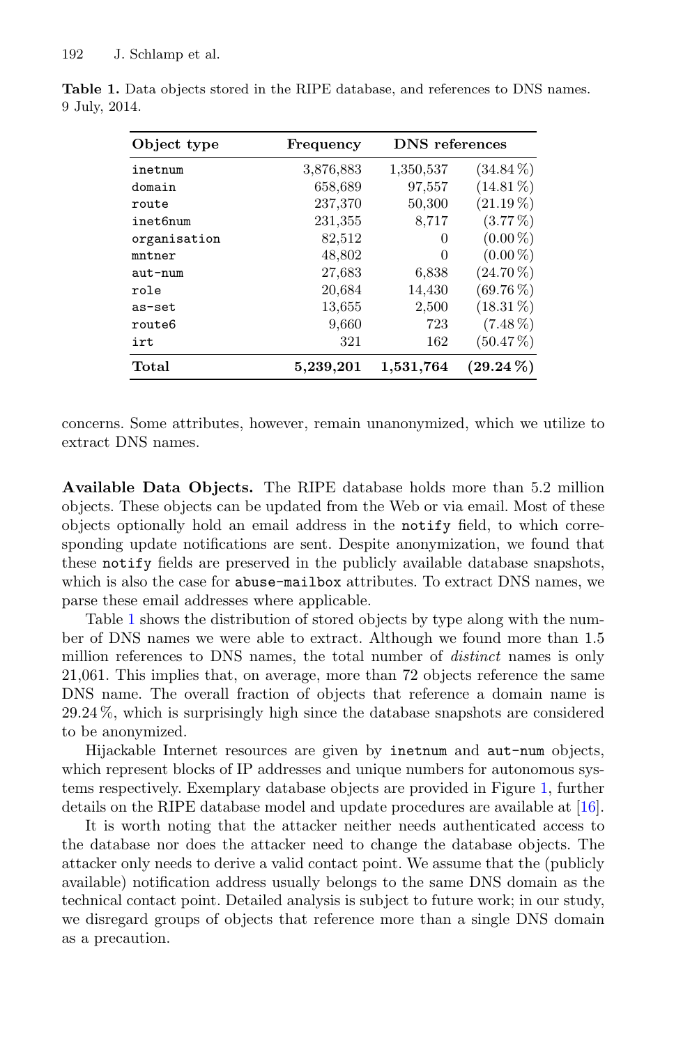**Table 1.** Data objects stored in the RIPE database, and references to DNS names. 9 July, 2014.

| Object type | Frequency | DNS references | |
|---|---|---|---|
| inetnum | 3,876,883 | 1,350,537 | (34.84 %) |
| domain | 658,689 | 97,557 | (14.81 %) |
| route | 237,370 | 50,300 | (21.19 %) |
| inet6num | 231,355 | 8,717 | (3.77 %) |
| organisation | 82,512 | 0 | (0.00 %) |
| mntner | 48,802 | 0 | (0.00 %) |
| aut-num | 27,683 | 6,838 | (24.70 %) |
| role | 20,684 | 14,430 | (69.76 %) |
| as-set | 13,655 | 2,500 | (18.31 %) |
| route6 | 9,660 | 723 | (7.48 %) |
| irt | 321 | 162 | (50.47 %) |
| **Total** | **5,239,201** | **1,531,764** | **(29.24 %)** |

concerns. Some attributes, however, remain unanonymized, which we utilize to extract DNS names.

**Available Data Objects.** The RIPE database holds more than 5.2 million objects. These objects can be updated from the Web or via email. Most of these objects optionally hold an email address in the `notify` field, to which corresponding update notifications are sent. Despite anonymization, we found that these `notify` fields are preserved in the publicly available database snapshots, which is also the case for `abuse-mailbox` attributes. To extract DNS names, we parse these email addresses where applicable.

Table 1 shows the distribution of stored objects by type along with the number of DNS names we were able to extract. Although we found more than 1.5 million references to DNS names, the total number of *distinct* names is only 21,061. This implies that, on average, more than 72 objects reference the same DNS name. The overall fraction of objects that reference a domain name is 29.24 %, which is surprisingly high since the database snapshots are considered to be anonymized.

Hijackable Internet resources are given by `inetnum` and `aut-num` objects, which represent blocks of IP addresses and unique numbers for autonomous systems respectively. Exemplary database objects are provided in Figure 1, further details on the RIPE database model and update procedures are available at [16].

It is worth noting that the attacker neither needs authenticated access to the database nor does the attacker need to change the database objects. The attacker only needs to derive a valid contact point. We assume that the (publicly available) notification address usually belongs to the same DNS domain as the technical contact point. Detailed analysis is subject to future work; in our study, we disregard groups of objects that reference more than a single DNS domain as a precaution.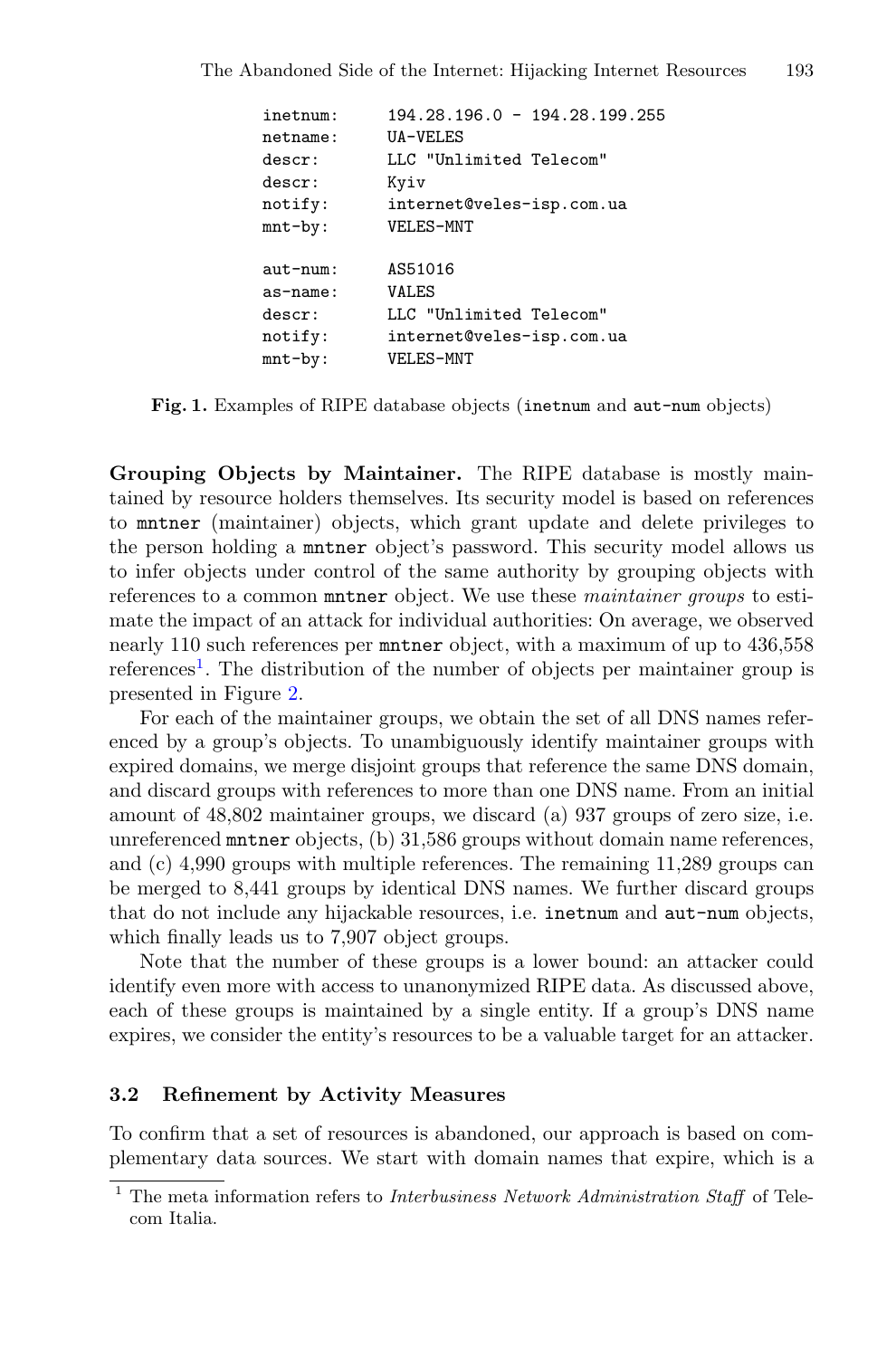```
inetnum:        194.28.196.0 - 194.28.199.255
netname:        UA-VELES
descr:          LLC "Unlimited Telecom"
descr:          Kyiv
notify:         internet@veles-isp.com.ua
mnt-by:         VELES-MNT

aut-num:        AS51016
as-name:        VALES
descr:          LLC "Unlimited Telecom"
notify:         internet@veles-isp.com.ua
mnt-by:         VELES-MNT
```

**Fig. 1.** Examples of RIPE database objects (inetnum and aut-num objects)

**Grouping Objects by Maintainer.** The RIPE database is mostly maintained by resource holders themselves. Its security model is based on references to mntner (maintainer) objects, which grant update and delete privileges to the person holding a mntner object's password. This security model allows us to infer objects under control of the same authority by grouping objects with references to a common mntner object. We use these *maintainer groups* to estimate the impact of an attack for individual authorities: On average, we observed nearly 110 such references per mntner object, with a maximum of up to 436,558 references[1]. The distribution of the number of objects per maintainer group is presented in Figure 2.

For each of the maintainer groups, we obtain the set of all DNS names referenced by a group's objects. To unambiguously identify maintainer groups with expired domains, we merge disjoint groups that reference the same DNS domain, and discard groups with references to more than one DNS name. From an initial amount of 48,802 maintainer groups, we discard (a) 937 groups of zero size, i.e. unreferenced mntner objects, (b) 31,586 groups without domain name references, and (c) 4,990 groups with multiple references. The remaining 11,289 groups can be merged to 8,441 groups by identical DNS names. We further discard groups that do not include any hijackable resources, i.e. inetnum and aut-num objects, which finally leads us to 7,907 object groups.

Note that the number of these groups is a lower bound: an attacker could identify even more with access to unanonymized RIPE data. As discussed above, each of these groups is maintained by a single entity. If a group's DNS name expires, we consider the entity's resources to be a valuable target for an attacker.

### 3.2 Refinement by Activity Measures

To confirm that a set of resources is abandoned, our approach is based on complementary data sources. We start with domain names that expire, which is a

[1] The meta information refers to *Interbusiness Network Administration Staff* of Telecom Italia.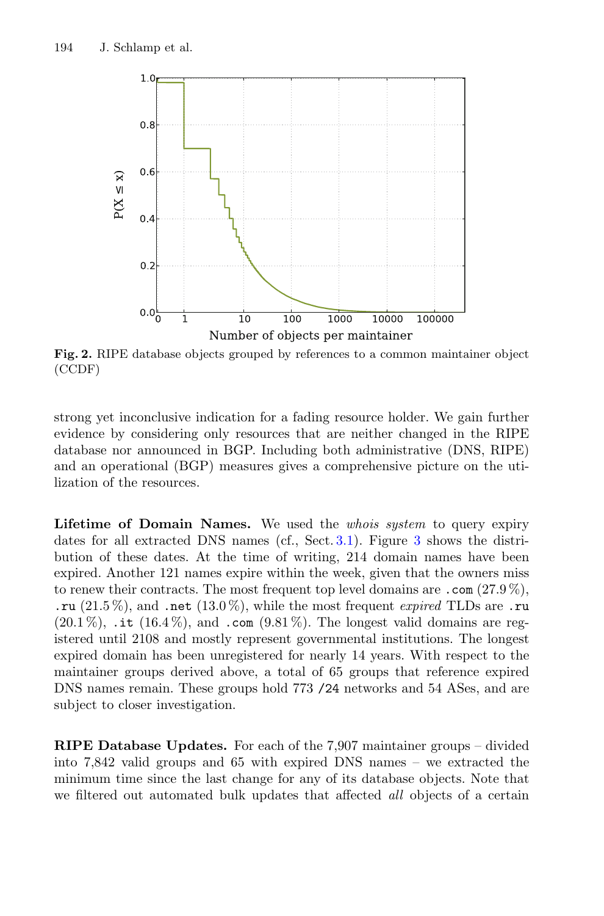1.0
0.8
0.6
0.4
0.2
0.0
P(X ≤ x)
0 1 10 100 1000 10000 100000
Number of objects per maintainer

**Fig. 2.** RIPE database objects grouped by references to a common maintainer object (CCDF)

strong yet inconclusive indication for a fading resource holder. We gain further evidence by considering only resources that are neither changed in the RIPE database nor announced in BGP. Including both administrative (DNS, RIPE) and an operational (BGP) measures gives a comprehensive picture on the utilization of the resources.

**Lifetime of Domain Names.** We used the *whois system* to query expiry dates for all extracted DNS names (cf., Sect. 3.1). Figure 3 shows the distribution of these dates. At the time of writing, 214 domain names have been expired. Another 121 names expire within the week, given that the owners miss to renew their contracts. The most frequent top level domains are `.com` (27.9 %), `.ru` (21.5 %), and `.net` (13.0 %), while the most frequent *expired* TLDs are `.ru` (20.1 %), `.it` (16.4 %), and `.com` (9.81 %). The longest valid domains are registered until 2108 and mostly represent governmental institutions. The longest expired domain has been unregistered for nearly 14 years. With respect to the maintainer groups derived above, a total of 65 groups that reference expired DNS names remain. These groups hold 773 `/24` networks and 54 ASes, and are subject to closer investigation.

**RIPE Database Updates.** For each of the 7,907 maintainer groups – divided into 7,842 valid groups and 65 with expired DNS names – we extracted the minimum time since the last change for any of its database objects. Note that we filtered out automated bulk updates that affected *all* objects of a certain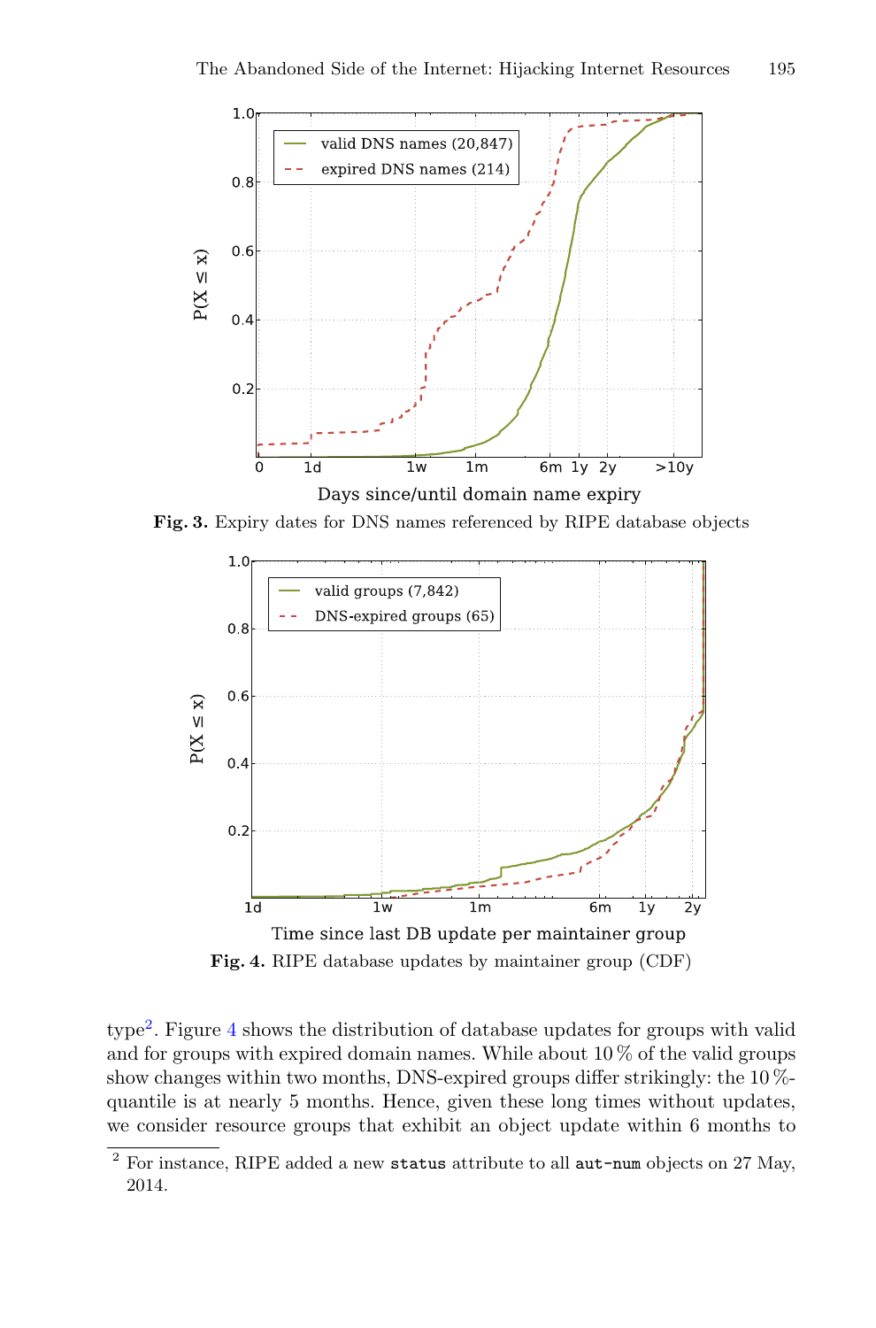1.0
0.8
0.6
0.4
0.2
P(X ≤ x)

valid DNS names (20,847)
expired DNS names (214)

0 1d 1w 1m 6m 1y 2y >10y

Days since/until domain name expiry

**Fig. 3.** Expiry dates for DNS names referenced by RIPE database objects

1.0
0.8
0.6
0.4
0.2
P(X ≤ x)

valid groups (7,842)
DNS-expired groups (65)

1d 1w 1m 6m 1y 2y

Time since last DB update per maintainer group

**Fig. 4.** RIPE database updates by maintainer group (CDF)

type[2]. Figure 4 shows the distribution of database updates for groups with valid and for groups with expired domain names. While about 10 % of the valid groups show changes within two months, DNS-expired groups differ strikingly: the 10 %-quantile is at nearly 5 months. Hence, given these long times without updates, we consider resource groups that exhibit an object update within 6 months to

---

[2] For instance, RIPE added a new `status` attribute to all `aut-num` objects on 27 May, 2014.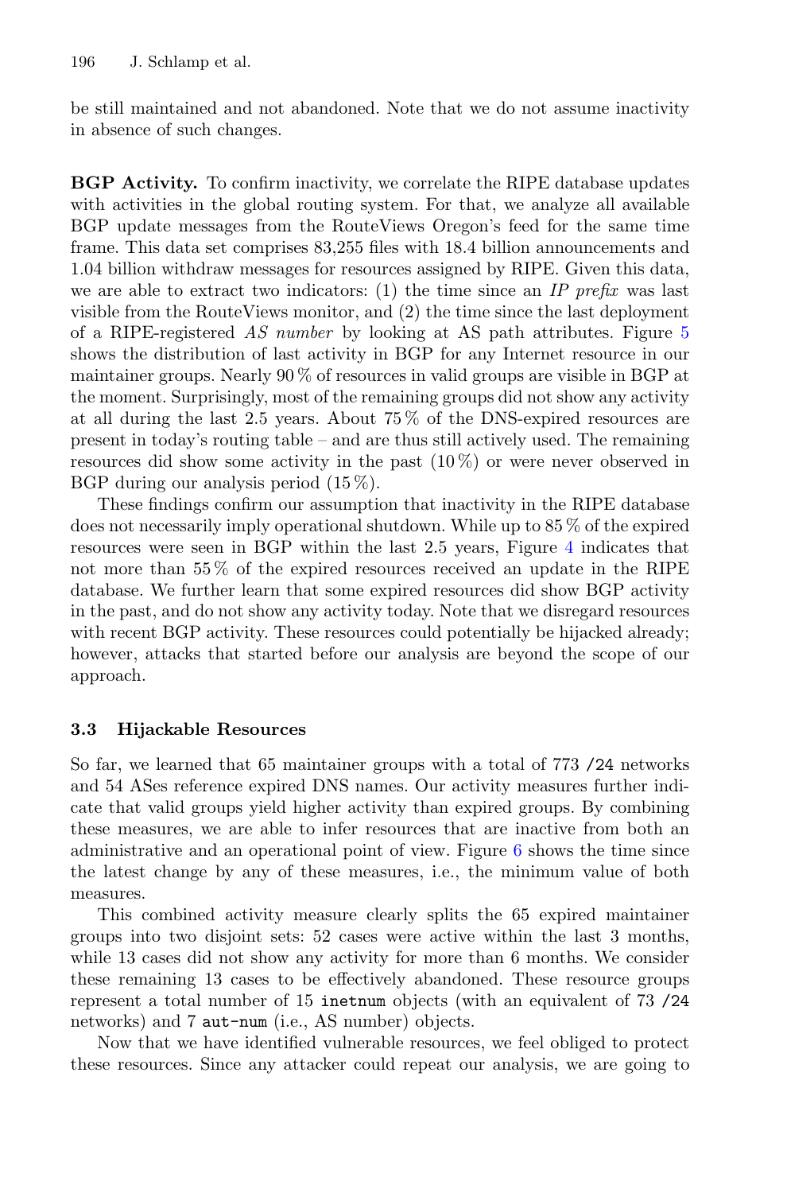be still maintained and not abandoned. Note that we do not assume inactivity in absence of such changes.

**BGP Activity.** To confirm inactivity, we correlate the RIPE database updates with activities in the global routing system. For that, we analyze all available BGP update messages from the RouteViews Oregon's feed for the same time frame. This data set comprises 83,255 files with 18.4 billion announcements and 1.04 billion withdraw messages for resources assigned by RIPE. Given this data, we are able to extract two indicators: (1) the time since an *IP prefix* was last visible from the RouteViews monitor, and (2) the time since the last deployment of a RIPE-registered *AS number* by looking at AS path attributes. Figure 5 shows the distribution of last activity in BGP for any Internet resource in our maintainer groups. Nearly 90 % of resources in valid groups are visible in BGP at the moment. Surprisingly, most of the remaining groups did not show any activity at all during the last 2.5 years. About 75 % of the DNS-expired resources are present in today's routing table – and are thus still actively used. The remaining resources did show some activity in the past (10 %) or were never observed in BGP during our analysis period (15 %).

These findings confirm our assumption that inactivity in the RIPE database does not necessarily imply operational shutdown. While up to 85 % of the expired resources were seen in BGP within the last 2.5 years, Figure 4 indicates that not more than 55 % of the expired resources received an update in the RIPE database. We further learn that some expired resources did show BGP activity in the past, and do not show any activity today. Note that we disregard resources with recent BGP activity. These resources could potentially be hijacked already; however, attacks that started before our analysis are beyond the scope of our approach.

### 3.3 Hijackable Resources

So far, we learned that 65 maintainer groups with a total of 773 /24 networks and 54 ASes reference expired DNS names. Our activity measures further indicate that valid groups yield higher activity than expired groups. By combining these measures, we are able to infer resources that are inactive from both an administrative and an operational point of view. Figure 6 shows the time since the latest change by any of these measures, i.e., the minimum value of both measures.

This combined activity measure clearly splits the 65 expired maintainer groups into two disjoint sets: 52 cases were active within the last 3 months, while 13 cases did not show any activity for more than 6 months. We consider these remaining 13 cases to be effectively abandoned. These resource groups represent a total number of 15 `inetnum` objects (with an equivalent of 73 /24 networks) and 7 `aut-num` (i.e., AS number) objects.

Now that we have identified vulnerable resources, we feel obliged to protect these resources. Since any attacker could repeat our analysis, we are going to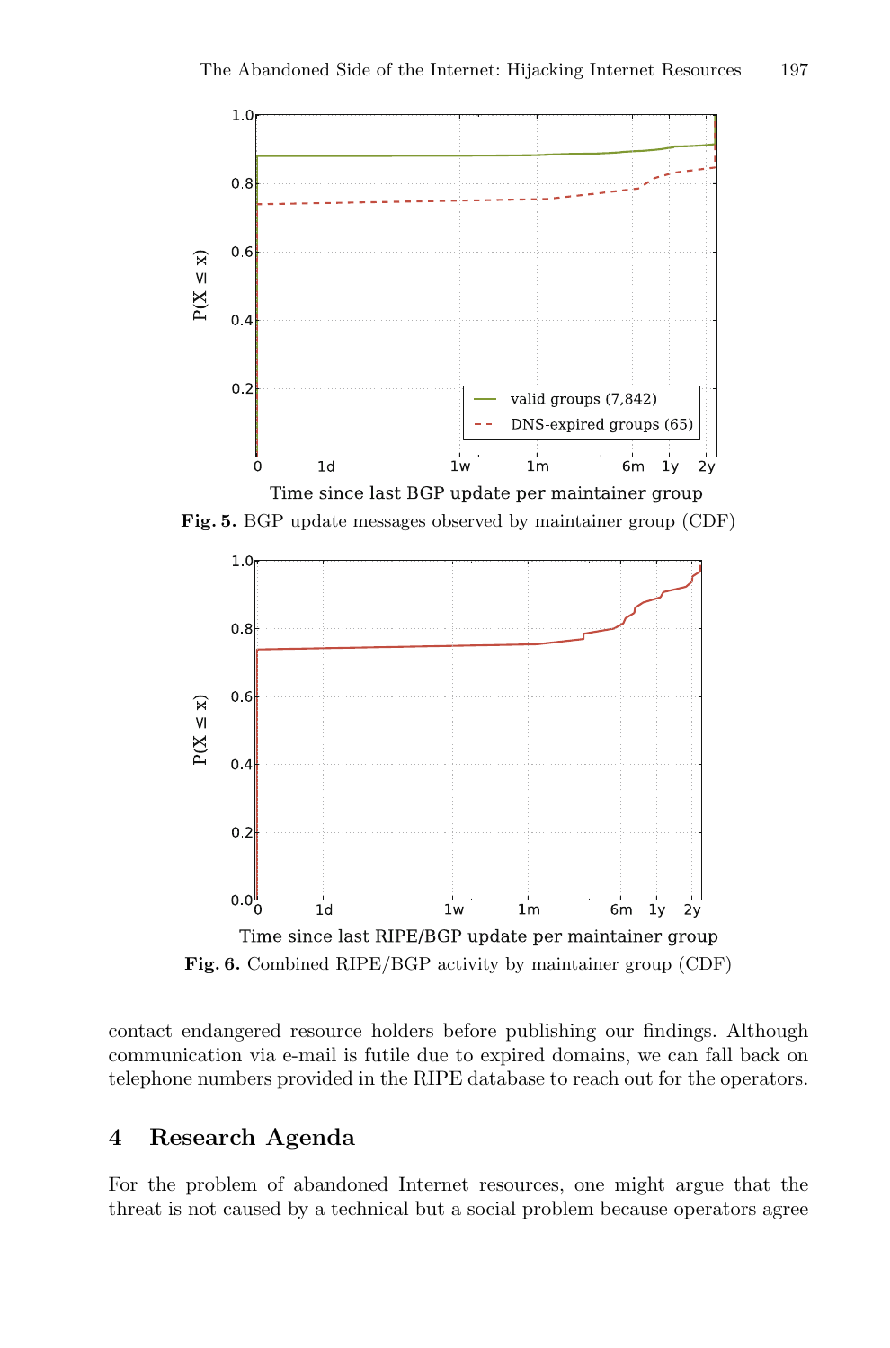1.0

0.8

0.6

0.4

0.2

P(X ≤ x)

0

1d

1w

1m

6m

1y

2y

Time since last BGP update per maintainer group

valid groups (7,842)

DNS-expired groups (65)

**Fig. 5.** BGP update messages observed by maintainer group (CDF)

1.0

0.8

0.6

0.4

0.2

0.0

P(X ≤ x)

0

1d

1w

1m

6m

1y

2y

Time since last RIPE/BGP update per maintainer group

**Fig. 6.** Combined RIPE/BGP activity by maintainer group (CDF)

contact endangered resource holders before publishing our findings. Although communication via e-mail is futile due to expired domains, we can fall back on telephone numbers provided in the RIPE database to reach out for the operators.

## 4 Research Agenda

For the problem of abandoned Internet resources, one might argue that the threat is not caused by a technical but a social problem because operators agree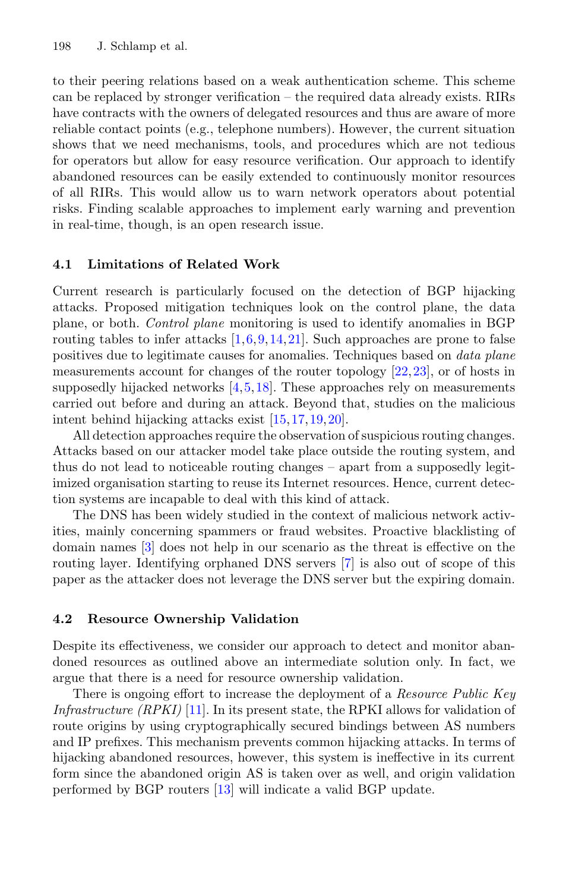to their peering relations based on a weak authentication scheme. This scheme can be replaced by stronger verification – the required data already exists. RIRs have contracts with the owners of delegated resources and thus are aware of more reliable contact points (e.g., telephone numbers). However, the current situation shows that we need mechanisms, tools, and procedures which are not tedious for operators but allow for easy resource verification. Our approach to identify abandoned resources can be easily extended to continuously monitor resources of all RIRs. This would allow us to warn network operators about potential risks. Finding scalable approaches to implement early warning and prevention in real-time, though, is an open research issue.

### 4.1 Limitations of Related Work

Current research is particularly focused on the detection of BGP hijacking attacks. Proposed mitigation techniques look on the control plane, the data plane, or both. *Control plane* monitoring is used to identify anomalies in BGP routing tables to infer attacks [1,6,9,14,21]. Such approaches are prone to false positives due to legitimate causes for anomalies. Techniques based on *data plane* measurements account for changes of the router topology [22,23], or of hosts in supposedly hijacked networks [4,5,18]. These approaches rely on measurements carried out before and during an attack. Beyond that, studies on the malicious intent behind hijacking attacks exist [15,17,19,20].

All detection approaches require the observation of suspicious routing changes. Attacks based on our attacker model take place outside the routing system, and thus do not lead to noticeable routing changes – apart from a supposedly legitimized organisation starting to reuse its Internet resources. Hence, current detection systems are incapable to deal with this kind of attack.

The DNS has been widely studied in the context of malicious network activities, mainly concerning spammers or fraud websites. Proactive blacklisting of domain names [3] does not help in our scenario as the threat is effective on the routing layer. Identifying orphaned DNS servers [7] is also out of scope of this paper as the attacker does not leverage the DNS server but the expiring domain.

### 4.2 Resource Ownership Validation

Despite its effectiveness, we consider our approach to detect and monitor abandoned resources as outlined above an intermediate solution only. In fact, we argue that there is a need for resource ownership validation.

There is ongoing effort to increase the deployment of a *Resource Public Key Infrastructure (RPKI)* [11]. In its present state, the RPKI allows for validation of route origins by using cryptographically secured bindings between AS numbers and IP prefixes. This mechanism prevents common hijacking attacks. In terms of hijacking abandoned resources, however, this system is ineffective in its current form since the abandoned origin AS is taken over as well, and origin validation performed by BGP routers [13] will indicate a valid BGP update.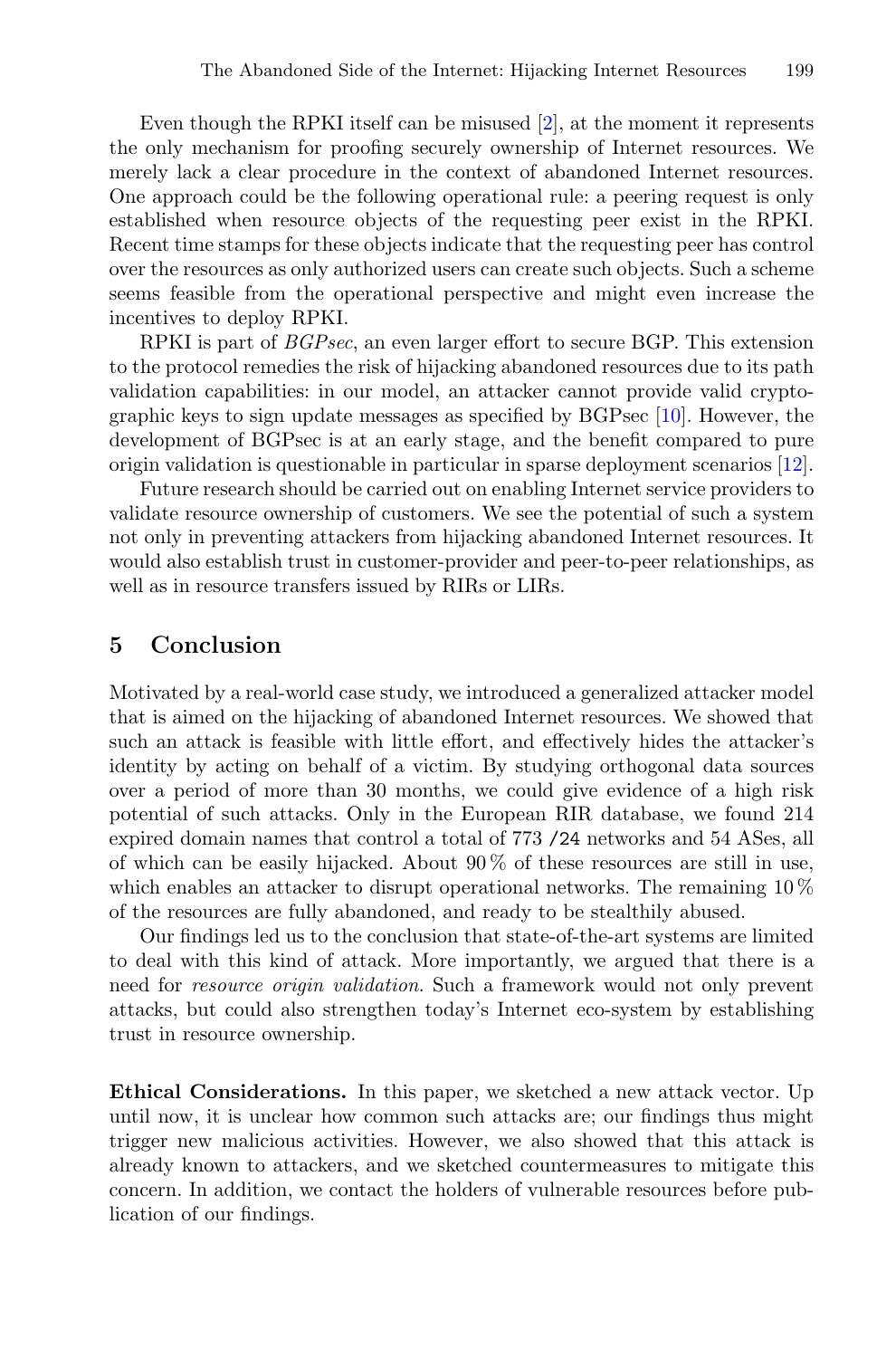Even though the RPKI itself can be misused [2], at the moment it represents the only mechanism for proofing securely ownership of Internet resources. We merely lack a clear procedure in the context of abandoned Internet resources. One approach could be the following operational rule: a peering request is only established when resource objects of the requesting peer exist in the RPKI. Recent time stamps for these objects indicate that the requesting peer has control over the resources as only authorized users can create such objects. Such a scheme seems feasible from the operational perspective and might even increase the incentives to deploy RPKI.

RPKI is part of *BGPsec*, an even larger effort to secure BGP. This extension to the protocol remedies the risk of hijacking abandoned resources due to its path validation capabilities: in our model, an attacker cannot provide valid cryptographic keys to sign update messages as specified by BGPsec [10]. However, the development of BGPsec is at an early stage, and the benefit compared to pure origin validation is questionable in particular in sparse deployment scenarios [12].

Future research should be carried out on enabling Internet service providers to validate resource ownership of customers. We see the potential of such a system not only in preventing attackers from hijacking abandoned Internet resources. It would also establish trust in customer-provider and peer-to-peer relationships, as well as in resource transfers issued by RIRs or LIRs.

## 5 Conclusion

Motivated by a real-world case study, we introduced a generalized attacker model that is aimed on the hijacking of abandoned Internet resources. We showed that such an attack is feasible with little effort, and effectively hides the attacker's identity by acting on behalf of a victim. By studying orthogonal data sources over a period of more than 30 months, we could give evidence of a high risk potential of such attacks. Only in the European RIR database, we found 214 expired domain names that control a total of 773 /24 networks and 54 ASes, all of which can be easily hijacked. About 90 % of these resources are still in use, which enables an attacker to disrupt operational networks. The remaining 10 % of the resources are fully abandoned, and ready to be stealthily abused.

Our findings led us to the conclusion that state-of-the-art systems are limited to deal with this kind of attack. More importantly, we argued that there is a need for *resource origin validation*. Such a framework would not only prevent attacks, but could also strengthen today's Internet eco-system by establishing trust in resource ownership.

**Ethical Considerations.** In this paper, we sketched a new attack vector. Up until now, it is unclear how common such attacks are; our findings thus might trigger new malicious activities. However, we also showed that this attack is already known to attackers, and we sketched countermeasures to mitigate this concern. In addition, we contact the holders of vulnerable resources before publication of our findings.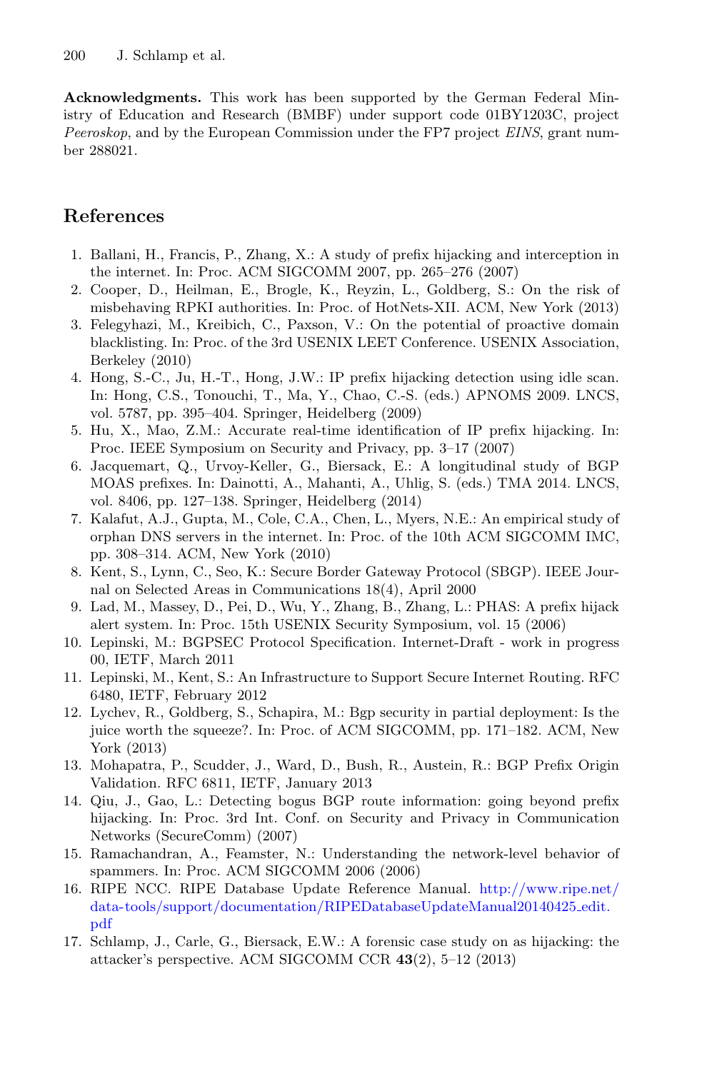**Acknowledgments.** This work has been supported by the German Federal Ministry of Education and Research (BMBF) under support code 01BY1203C, project *Peeroskop*, and by the European Commission under the FP7 project *EINS*, grant number 288021.

## References

1. Ballani, H., Francis, P., Zhang, X.: A study of prefix hijacking and interception in the internet. In: Proc. ACM SIGCOMM 2007, pp. 265–276 (2007)
2. Cooper, D., Heilman, E., Brogle, K., Reyzin, L., Goldberg, S.: On the risk of misbehaving RPKI authorities. In: Proc. of HotNets-XII. ACM, New York (2013)
3. Felegyhazi, M., Kreibich, C., Paxson, V.: On the potential of proactive domain blacklisting. In: Proc. of the 3rd USENIX LEET Conference. USENIX Association, Berkeley (2010)
4. Hong, S.-C., Ju, H.-T., Hong, J.W.: IP prefix hijacking detection using idle scan. In: Hong, C.S., Tonouchi, T., Ma, Y., Chao, C.-S. (eds.) APNOMS 2009. LNCS, vol. 5787, pp. 395–404. Springer, Heidelberg (2009)
5. Hu, X., Mao, Z.M.: Accurate real-time identification of IP prefix hijacking. In: Proc. IEEE Symposium on Security and Privacy, pp. 3–17 (2007)
6. Jacquemart, Q., Urvoy-Keller, G., Biersack, E.: A longitudinal study of BGP MOAS prefixes. In: Dainotti, A., Mahanti, A., Uhlig, S. (eds.) TMA 2014. LNCS, vol. 8406, pp. 127–138. Springer, Heidelberg (2014)
7. Kalafut, A.J., Gupta, M., Cole, C.A., Chen, L., Myers, N.E.: An empirical study of orphan DNS servers in the internet. In: Proc. of the 10th ACM SIGCOMM IMC, pp. 308–314. ACM, New York (2010)
8. Kent, S., Lynn, C., Seo, K.: Secure Border Gateway Protocol (SBGP). IEEE Journal on Selected Areas in Communications 18(4), April 2000
9. Lad, M., Massey, D., Pei, D., Wu, Y., Zhang, B., Zhang, L.: PHAS: A prefix hijack alert system. In: Proc. 15th USENIX Security Symposium, vol. 15 (2006)
10. Lepinski, M.: BGPSEC Protocol Specification. Internet-Draft - work in progress 00, IETF, March 2011
11. Lepinski, M., Kent, S.: An Infrastructure to Support Secure Internet Routing. RFC 6480, IETF, February 2012
12. Lychev, R., Goldberg, S., Schapira, M.: Bgp security in partial deployment: Is the juice worth the squeeze?. In: Proc. of ACM SIGCOMM, pp. 171–182. ACM, New York (2013)
13. Mohapatra, P., Scudder, J., Ward, D., Bush, R., Austein, R.: BGP Prefix Origin Validation. RFC 6811, IETF, January 2013
14. Qiu, J., Gao, L.: Detecting bogus BGP route information: going beyond prefix hijacking. In: Proc. 3rd Int. Conf. on Security and Privacy in Communication Networks (SecureComm) (2007)
15. Ramachandran, A., Feamster, N.: Understanding the network-level behavior of spammers. In: Proc. ACM SIGCOMM 2006 (2006)
16. RIPE NCC. RIPE Database Update Reference Manual. http://www.ripe.net/data-tools/support/documentation/RIPEDatabaseUpdateManual20140425_edit.pdf
17. Schlamp, J., Carle, G., Biersack, E.W.: A forensic case study on as hijacking: the attacker's perspective. ACM SIGCOMM CCR **43**(2), 5–12 (2013)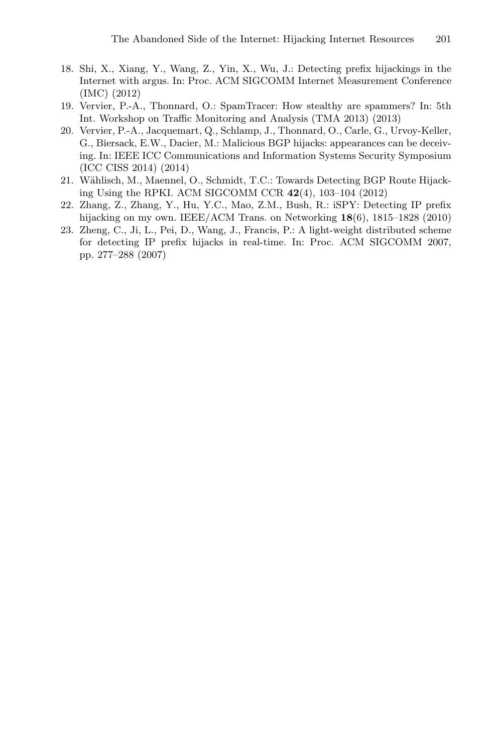18. Shi, X., Xiang, Y., Wang, Z., Yin, X., Wu, J.: Detecting prefix hijackings in the Internet with argus. In: Proc. ACM SIGCOMM Internet Measurement Conference (IMC) (2012)
19. Vervier, P.-A., Thonnard, O.: SpamTracer: How stealthy are spammers? In: 5th Int. Workshop on Traffic Monitoring and Analysis (TMA 2013) (2013)
20. Vervier, P.-A., Jacquemart, Q., Schlamp, J., Thonnard, O., Carle, G., Urvoy-Keller, G., Biersack, E.W., Dacier, M.: Malicious BGP hijacks: appearances can be deceiving. In: IEEE ICC Communications and Information Systems Security Symposium (ICC CISS 2014) (2014)
21. Wählisch, M., Maennel, O., Schmidt, T.C.: Towards Detecting BGP Route Hijacking Using the RPKI. ACM SIGCOMM CCR **42**(4), 103–104 (2012)
22. Zhang, Z., Zhang, Y., Hu, Y.C., Mao, Z.M., Bush, R.: iSPY: Detecting IP prefix hijacking on my own. IEEE/ACM Trans. on Networking **18**(6), 1815–1828 (2010)
23. Zheng, C., Ji, L., Pei, D., Wang, J., Francis, P.: A light-weight distributed scheme for detecting IP prefix hijacks in real-time. In: Proc. ACM SIGCOMM 2007, pp. 277–288 (2007)